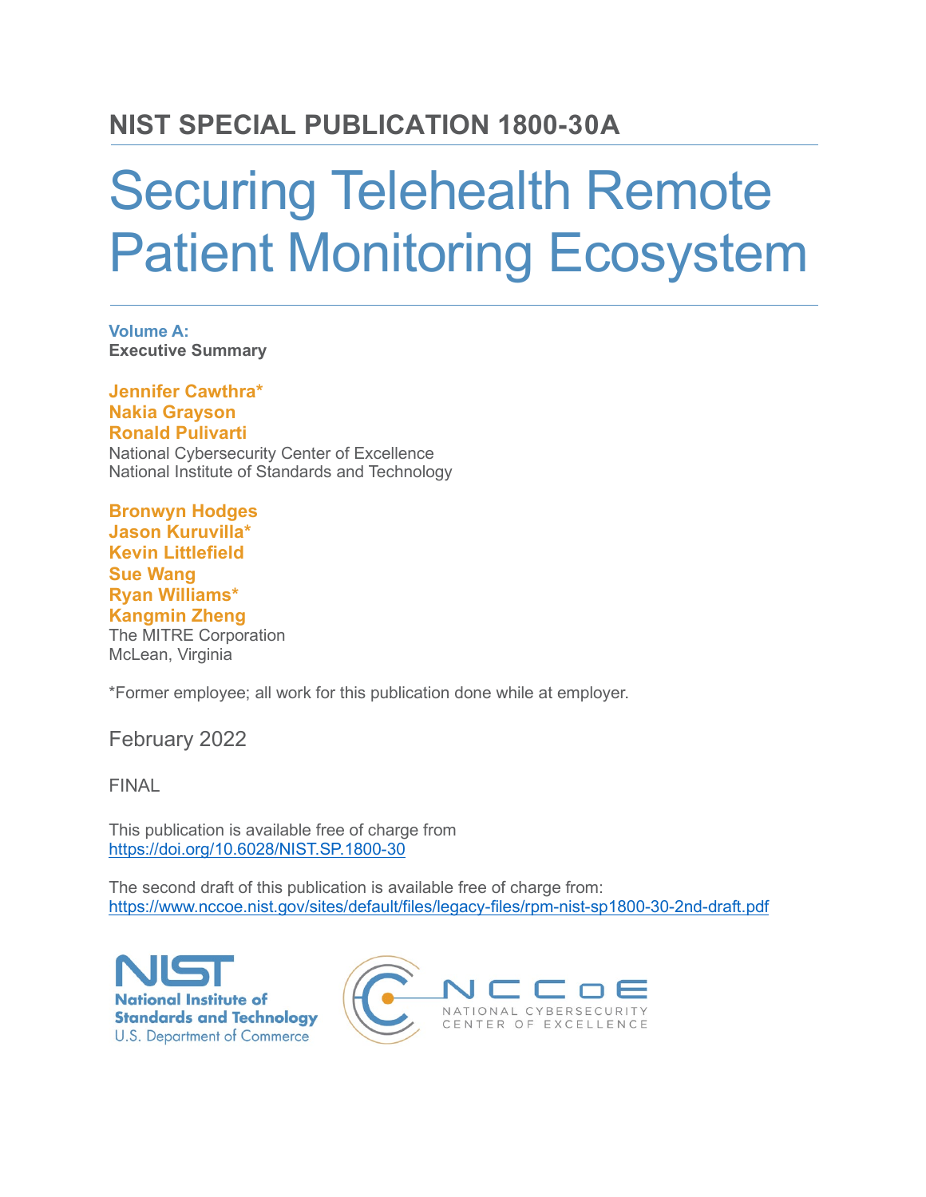# NIST SPECIAL PUBLICATION 1800-30A

# Securing Telehealth Remote Patient Monitoring Ecosystem

**Volume A:**
**Executive Summary**

**Jennifer Cawthra***
**Nakia Grayson**
**Ronald Pulivarti**
National Cybersecurity Center of Excellence
National Institute of Standards and Technology

**Bronwyn Hodges**
**Jason Kuruvilla***
**Kevin Littlefield**
**Sue Wang**
**Ryan Williams***
**Kangmin Zheng**
The MITRE Corporation
McLean, Virginia

*Former employee; all work for this publication done while at employer.

February 2022

FINAL

This publication is available free of charge from
https://doi.org/10.6028/NIST.SP.1800-30

The second draft of this publication is available free of charge from:
https://www.nccoe.nist.gov/sites/default/files/legacy-files/rpm-nist-sp1800-30-2nd-draft.pdf

NIST National Institute of Standards and Technology U.S. Department of Commerce

NCCoE National Cybersecurity Center of Excellence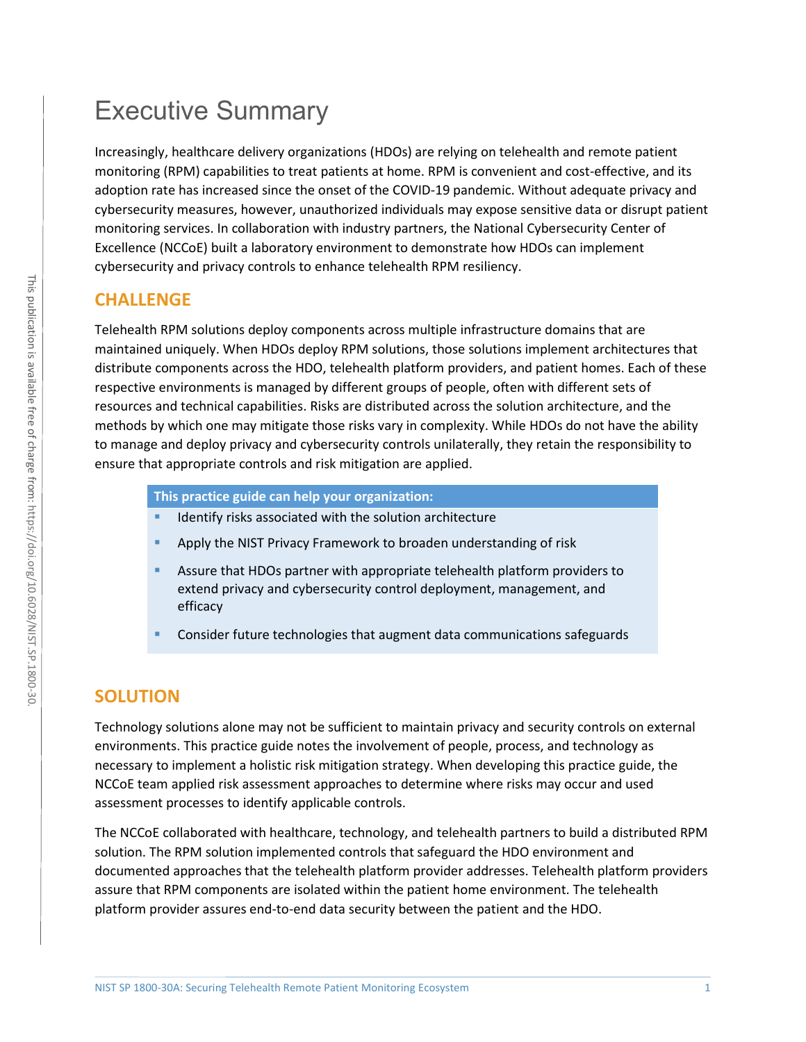# Executive Summary

Increasingly, healthcare delivery organizations (HDOs) are relying on telehealth and remote patient monitoring (RPM) capabilities to treat patients at home. RPM is convenient and cost-effective, and its adoption rate has increased since the onset of the COVID-19 pandemic. Without adequate privacy and cybersecurity measures, however, unauthorized individuals may expose sensitive data or disrupt patient monitoring services. In collaboration with industry partners, the National Cybersecurity Center of Excellence (NCCoE) built a laboratory environment to demonstrate how HDOs can implement cybersecurity and privacy controls to enhance telehealth RPM resiliency.

## CHALLENGE

Telehealth RPM solutions deploy components across multiple infrastructure domains that are maintained uniquely. When HDOs deploy RPM solutions, those solutions implement architectures that distribute components across the HDO, telehealth platform providers, and patient homes. Each of these respective environments is managed by different groups of people, often with different sets of resources and technical capabilities. Risks are distributed across the solution architecture, and the methods by which one may mitigate those risks vary in complexity. While HDOs do not have the ability to manage and deploy privacy and cybersecurity controls unilaterally, they retain the responsibility to ensure that appropriate controls and risk mitigation are applied.

**This practice guide can help your organization:**

- Identify risks associated with the solution architecture
- Apply the NIST Privacy Framework to broaden understanding of risk
- Assure that HDOs partner with appropriate telehealth platform providers to extend privacy and cybersecurity control deployment, management, and efficacy
- Consider future technologies that augment data communications safeguards

## SOLUTION

Technology solutions alone may not be sufficient to maintain privacy and security controls on external environments. This practice guide notes the involvement of people, process, and technology as necessary to implement a holistic risk mitigation strategy. When developing this practice guide, the NCCoE team applied risk assessment approaches to determine where risks may occur and used assessment processes to identify applicable controls.

The NCCoE collaborated with healthcare, technology, and telehealth partners to build a distributed RPM solution. The RPM solution implemented controls that safeguard the HDO environment and documented approaches that the telehealth platform provider addresses. Telehealth platform providers assure that RPM components are isolated within the patient home environment. The telehealth platform provider assures end-to-end data security between the patient and the HDO.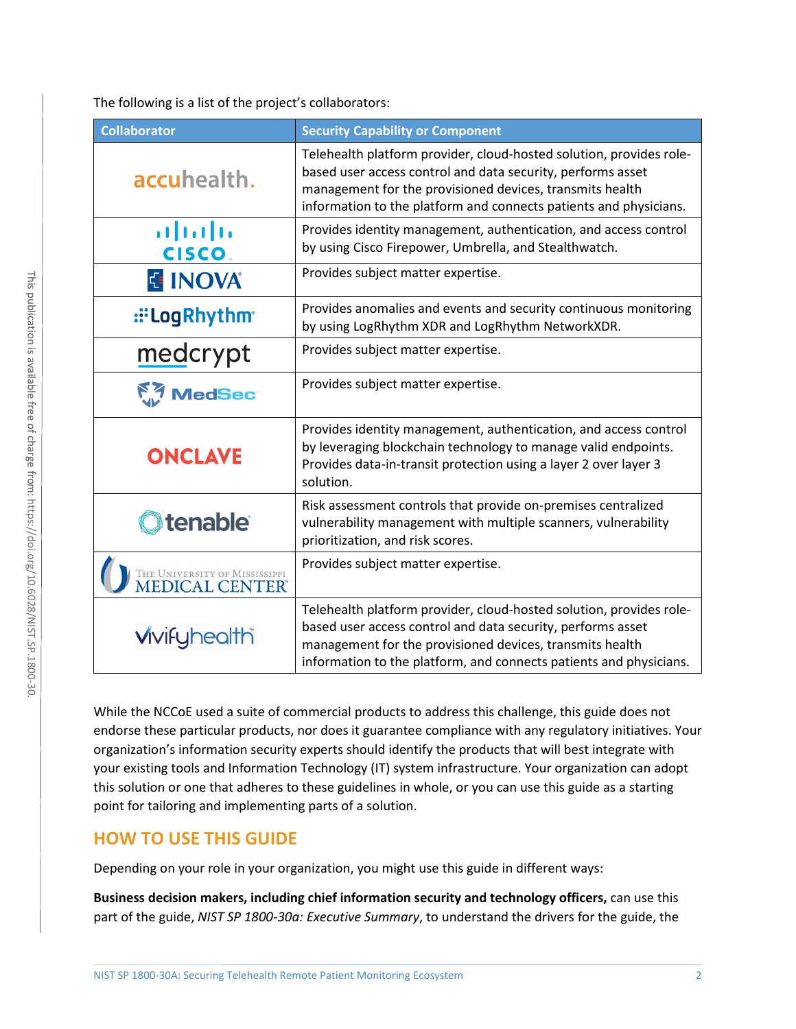The following is a list of the project's collaborators:

| Collaborator | Security Capability or Component |
| --- | --- |
| accuhealth. | Telehealth platform provider, cloud-hosted solution, provides role-based user access control and data security, performs asset management for the provisioned devices, transmits health information to the platform and connects patients and physicians. |
| Cisco | Provides identity management, authentication, and access control by using Cisco Firepower, Umbrella, and Stealthwatch. |
| INOVA | Provides subject matter expertise. |
| LogRhythm | Provides anomalies and events and security continuous monitoring by using LogRhythm XDR and LogRhythm NetworkXDR. |
| medcrypt | Provides subject matter expertise. |
| MedSec | Provides subject matter expertise. |
| ONCLAVE | Provides identity management, authentication, and access control by leveraging blockchain technology to manage valid endpoints. Provides data-in-transit protection using a layer 2 over layer 3 solution. |
| tenable | Risk assessment controls that provide on-premises centralized vulnerability management with multiple scanners, vulnerability prioritization, and risk scores. |
| The University of Mississippi Medical Center | Provides subject matter expertise. |
| vivifyhealth | Telehealth platform provider, cloud-hosted solution, provides role-based user access control and data security, performs asset management for the provisioned devices, transmits health information to the platform, and connects patients and physicians. |

While the NCCoE used a suite of commercial products to address this challenge, this guide does not endorse these particular products, nor does it guarantee compliance with any regulatory initiatives. Your organization's information security experts should identify the products that will best integrate with your existing tools and Information Technology (IT) system infrastructure. Your organization can adopt this solution or one that adheres to these guidelines in whole, or you can use this guide as a starting point for tailoring and implementing parts of a solution.

## HOW TO USE THIS GUIDE

Depending on your role in your organization, you might use this guide in different ways:

**Business decision makers, including chief information security and technology officers,** can use this part of the guide, *NIST SP 1800-30a: Executive Summary*, to understand the drivers for the guide, the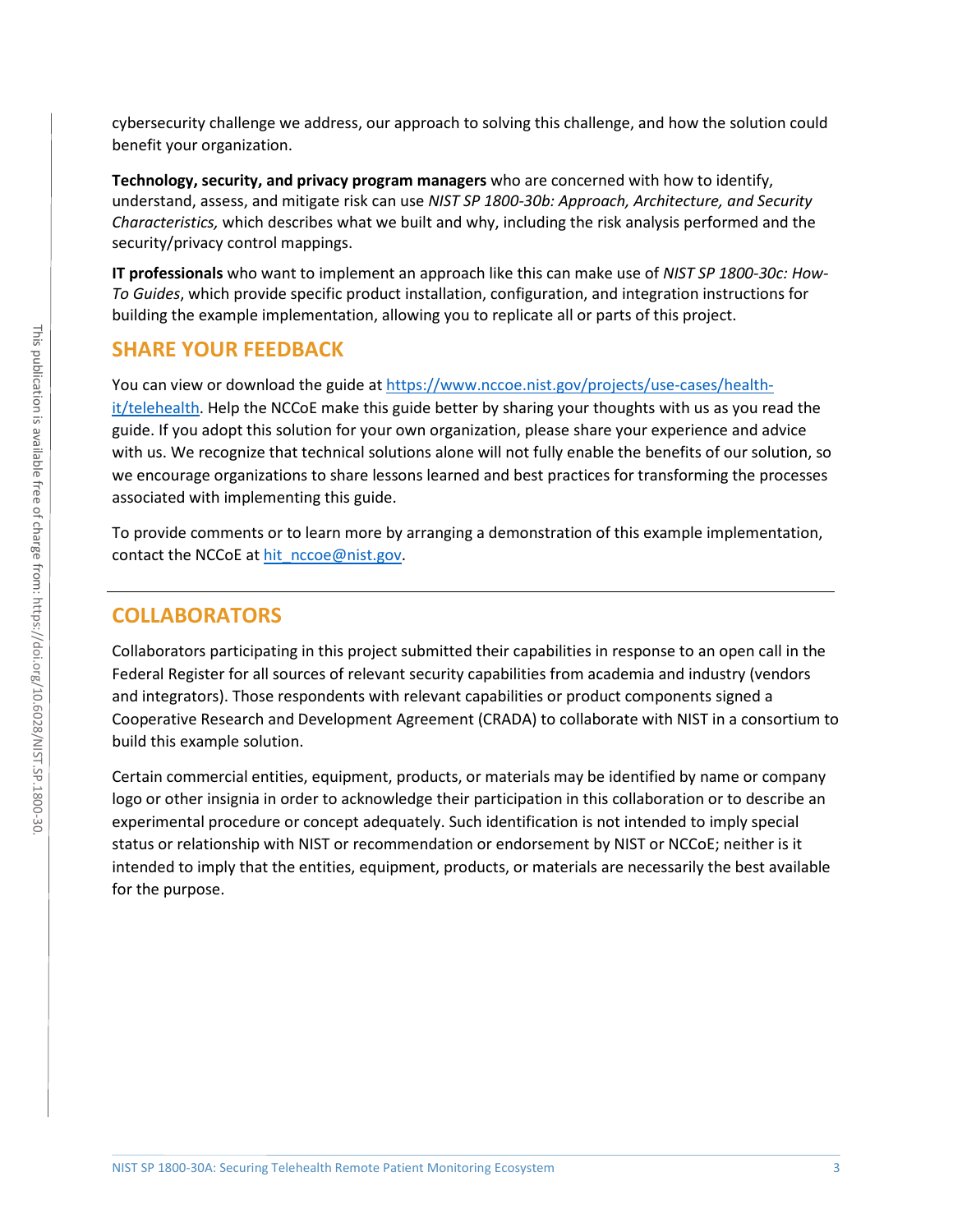cybersecurity challenge we address, our approach to solving this challenge, and how the solution could benefit your organization.

**Technology, security, and privacy program managers** who are concerned with how to identify, understand, assess, and mitigate risk can use *NIST SP 1800-30b: Approach, Architecture, and Security Characteristics,* which describes what we built and why, including the risk analysis performed and the security/privacy control mappings.

**IT professionals** who want to implement an approach like this can make use of *NIST SP 1800-30c: How-To Guides*, which provide specific product installation, configuration, and integration instructions for building the example implementation, allowing you to replicate all or parts of this project.

## SHARE YOUR FEEDBACK

You can view or download the guide at [https://www.nccoe.nist.gov/projects/use-cases/health-it/telehealth](https://www.nccoe.nist.gov/projects/use-cases/health-it/telehealth). Help the NCCoE make this guide better by sharing your thoughts with us as you read the guide. If you adopt this solution for your own organization, please share your experience and advice with us. We recognize that technical solutions alone will not fully enable the benefits of our solution, so we encourage organizations to share lessons learned and best practices for transforming the processes associated with implementing this guide.

To provide comments or to learn more by arranging a demonstration of this example implementation, contact the NCCoE at [hit_nccoe@nist.gov](mailto:hit_nccoe@nist.gov).

## COLLABORATORS

Collaborators participating in this project submitted their capabilities in response to an open call in the Federal Register for all sources of relevant security capabilities from academia and industry (vendors and integrators). Those respondents with relevant capabilities or product components signed a Cooperative Research and Development Agreement (CRADA) to collaborate with NIST in a consortium to build this example solution.

Certain commercial entities, equipment, products, or materials may be identified by name or company logo or other insignia in order to acknowledge their participation in this collaboration or to describe an experimental procedure or concept adequately. Such identification is not intended to imply special status or relationship with NIST or recommendation or endorsement by NIST or NCCoE; neither is it intended to imply that the entities, equipment, products, or materials are necessarily the best available for the purpose.